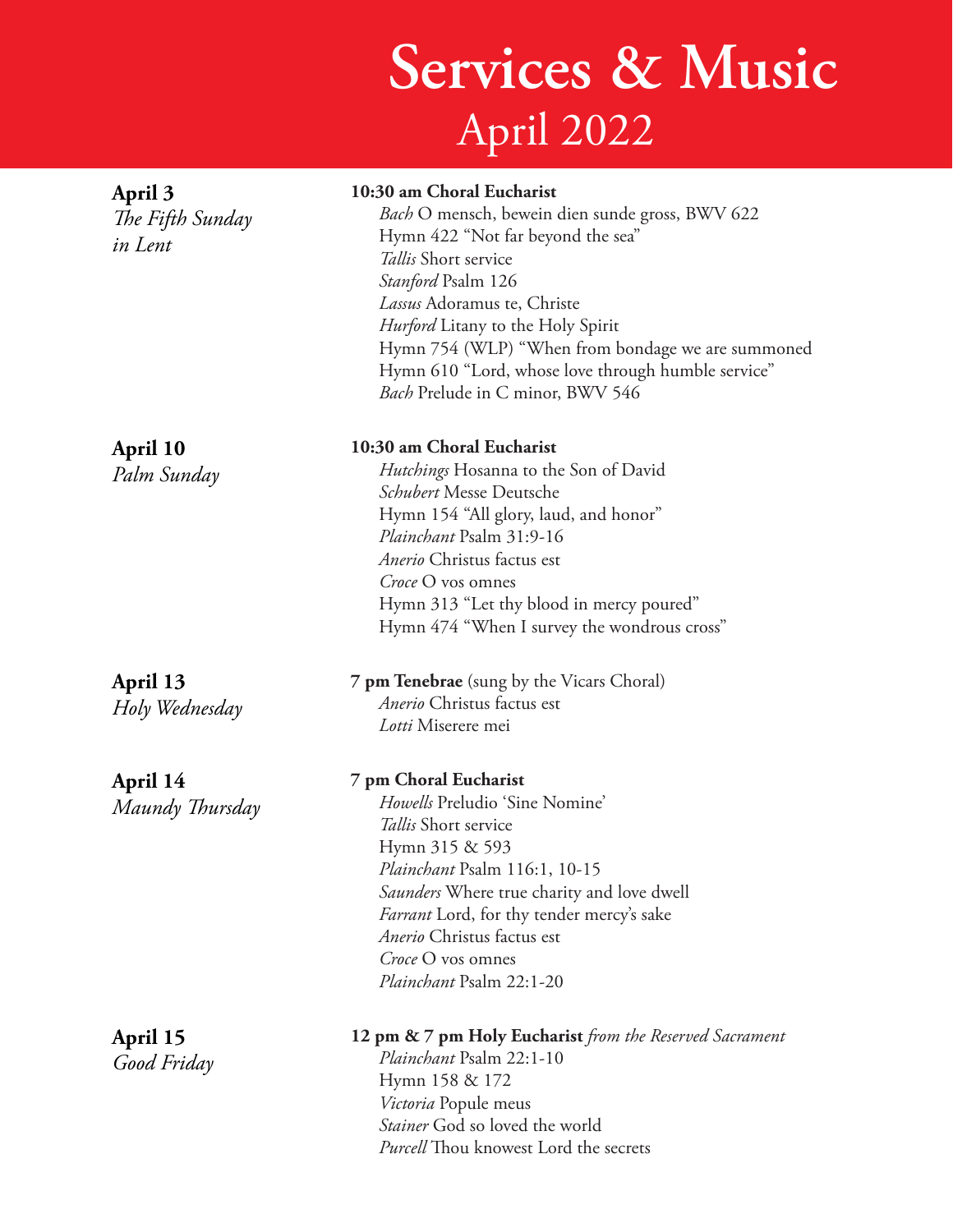# Services & Music
## April 2022

**April 3**
*The Fifth Sunday in Lent*

**10:30 am Choral Eucharist**
*Bach* O mensch, bewein dien sunde gross, BWV 622
Hymn 422 "Not far beyond the sea"
*Tallis* Short service
*Stanford* Psalm 126
*Lassus* Adoramus te, Christe
*Hurford* Litany to the Holy Spirit
Hymn 754 (WLP) "When from bondage we are summoned
Hymn 610 "Lord, whose love through humble service"
*Bach* Prelude in C minor, BWV 546

**April 10**
*Palm Sunday*

**10:30 am Choral Eucharist**
*Hutchings* Hosanna to the Son of David
*Schubert* Messe Deutsche
Hymn 154 "All glory, laud, and honor"
*Plainchant* Psalm 31:9-16
*Anerio* Christus factus est
*Croce* O vos omnes
Hymn 313 "Let thy blood in mercy poured"
Hymn 474 "When I survey the wondrous cross"

**April 13**
*Holy Wednesday*

**7 pm Tenebrae** (sung by the Vicars Choral)
*Anerio* Christus factus est
*Lotti* Miserere mei

**April 14**
*Maundy Thursday*

**7 pm Choral Eucharist**
*Howells* Preludio 'Sine Nomine'
*Tallis* Short service
Hymn 315 & 593
*Plainchant* Psalm 116:1, 10-15
*Saunders* Where true charity and love dwell
*Farrant* Lord, for thy tender mercy's sake
*Anerio* Christus factus est
*Croce* O vos omnes
*Plainchant* Psalm 22:1-20

**April 15**
*Good Friday*

**12 pm & 7 pm Holy Eucharist** *from the Reserved Sacrament*
*Plainchant* Psalm 22:1-10
Hymn 158 & 172
*Victoria* Popule meus
*Stainer* God so loved the world
*Purcell* Thou knowest Lord the secrets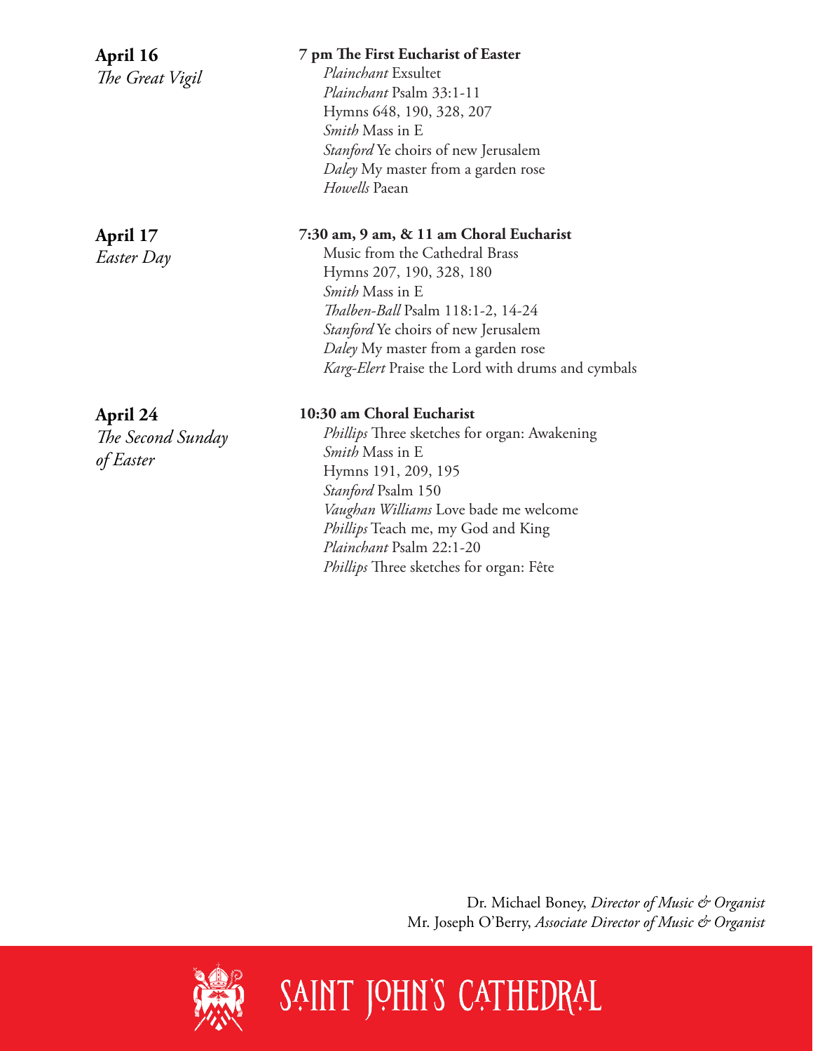**April 16**
*The Great Vigil*

**7 pm The First Eucharist of Easter**

*Plainchant* Exsultet
*Plainchant* Psalm 33:1-11
Hymns 648, 190, 328, 207
*Smith* Mass in E
*Stanford* Ye choirs of new Jerusalem
*Daley* My master from a garden rose
*Howells* Paean

**April 17**
*Easter Day*

**7:30 am, 9 am, & 11 am Choral Eucharist**

Music from the Cathedral Brass
Hymns 207, 190, 328, 180
*Smith* Mass in E
*Thalben-Ball* Psalm 118:1-2, 14-24
*Stanford* Ye choirs of new Jerusalem
*Daley* My master from a garden rose
*Karg-Elert* Praise the Lord with drums and cymbals

**April 24**
*The Second Sunday of Easter*

**10:30 am Choral Eucharist**

*Phillips* Three sketches for organ: Awakening
*Smith* Mass in E
Hymns 191, 209, 195
*Stanford* Psalm 150
*Vaughan Williams* Love bade me welcome
*Phillips* Teach me, my God and King
*Plainchant* Psalm 22:1-20
*Phillips* Three sketches for organ: Fête

Dr. Michael Boney, *Director of Music & Organist*
Mr. Joseph O'Berry, *Associate Director of Music & Organist*

SAINT JOHN'S CATHEDRAL